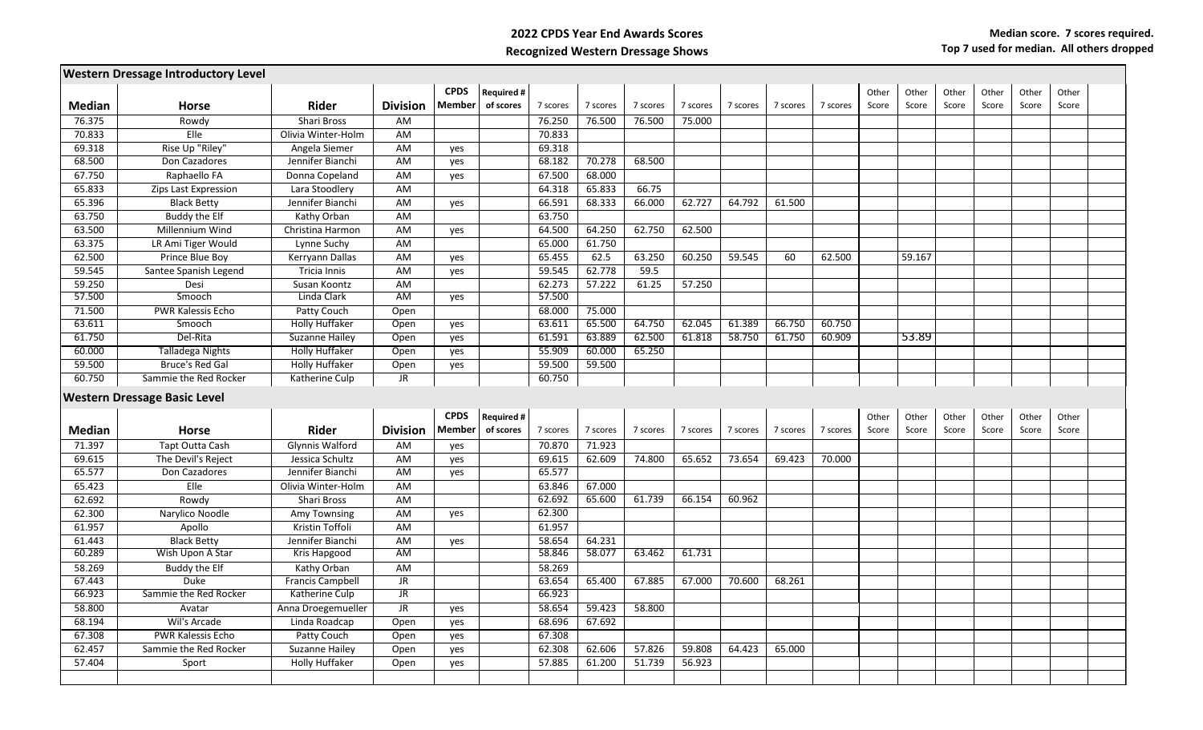# 2022 CPDS Year End Awards Scores

## Recognized Western Dressage Shows

**Median score. 7 scores required.**
**Top 7 used for median. All others dropped**

### Western Dressage Introductory Level

| Median | Horse | Rider | Division | CPDS Member | Required # of scores | 7 scores | 7 scores | 7 scores | 7 scores | 7 scores | 7 scores | 7 scores | Other Score | Other Score | Other Score | Other Score | Other Score | Other Score |
|---|---|---|---|---|---|---|---|---|---|---|---|---|---|---|---|---|---|---|
| 76.375 | Rowdy | Shari Bross | AM | | | 76.250 | 76.500 | 76.500 | 75.000 | | | | | | | | | |
| 70.833 | Elle | Olivia Winter-Holm | AM | | | 70.833 | | | | | | | | | | | | |
| 69.318 | Rise Up "Riley" | Angela Siemer | AM | yes | | 69.318 | | | | | | | | | | | | |
| 68.500 | Don Cazadores | Jennifer Bianchi | AM | yes | | 68.182 | 70.278 | 68.500 | | | | | | | | | | |
| 67.750 | Raphaello FA | Donna Copeland | AM | yes | | 67.500 | 68.000 | | | | | | | | | | | |
| 65.833 | Zips Last Expression | Lara Stoodlery | AM | | | 64.318 | 65.833 | 66.75 | | | | | | | | | | |
| 65.396 | Black Betty | Jennifer Bianchi | AM | yes | | 66.591 | 68.333 | 66.000 | 62.727 | 64.792 | 61.500 | | | | | | | |
| 63.750 | Buddy the Elf | Kathy Orban | AM | | | 63.750 | | | | | | | | | | | | |
| 63.500 | Millennium Wind | Christina Harmon | AM | yes | | 64.500 | 64.250 | 62.750 | 62.500 | | | | | | | | | |
| 63.375 | LR Ami Tiger Would | Lynne Suchy | AM | | | 65.000 | 61.750 | | | | | | | | | | | |
| 62.500 | Prince Blue Boy | Kerryann Dallas | AM | yes | | 65.455 | 62.5 | 63.250 | 60.250 | 59.545 | 60 | 62.500 | | 59.167 | | | | |
| 59.545 | Santee Spanish Legend | Tricia Innis | AM | yes | | 59.545 | 62.778 | 59.5 | | | | | | | | | | |
| 59.250 | Desi | Susan Koontz | AM | | | 62.273 | 57.222 | 61.25 | 57.250 | | | | | | | | | |
| 57.500 | Smooch | Linda Clark | AM | yes | | 57.500 | | | | | | | | | | | | |
| 71.500 | PWR Kalessis Echo | Patty Couch | Open | | | 68.000 | 75.000 | | | | | | | | | | | |
| 63.611 | Smooch | Holly Huffaker | Open | yes | | 63.611 | 65.500 | 64.750 | 62.045 | 61.389 | 66.750 | 60.750 | | | | | | |
| 61.750 | Del-Rita | Suzanne Hailey | Open | yes | | 61.591 | 63.889 | 62.500 | 61.818 | 58.750 | 61.750 | 60.909 | | 53.89 | | | | |
| 60.000 | Talladega Nights | Holly Huffaker | Open | yes | | 55.909 | 60.000 | 65.250 | | | | | | | | | | |
| 59.500 | Bruce's Red Gal | Holly Huffaker | Open | yes | | 59.500 | 59.500 | | | | | | | | | | | |
| 60.750 | Sammie the Red Rocker | Katherine Culp | JR | | | 60.750 | | | | | | | | | | | | |

### Western Dressage Basic Level

| Median | Horse | Rider | Division | CPDS Member | Required # of scores | 7 scores | 7 scores | 7 scores | 7 scores | 7 scores | 7 scores | 7 scores | Other Score | Other Score | Other Score | Other Score | Other Score | Other Score |
|---|---|---|---|---|---|---|---|---|---|---|---|---|---|---|---|---|---|---|
| 71.397 | Tapt Outta Cash | Glynnis Walford | AM | yes | | 70.870 | 71.923 | | | | | | | | | | | |
| 69.615 | The Devil's Reject | Jessica Schultz | AM | yes | | 69.615 | 62.609 | 74.800 | 65.652 | 73.654 | 69.423 | 70.000 | | | | | | |
| 65.577 | Don Cazadores | Jennifer Bianchi | AM | yes | | 65.577 | | | | | | | | | | | | |
| 65.423 | Elle | Olivia Winter-Holm | AM | | | 63.846 | 67.000 | | | | | | | | | | | |
| 62.692 | Rowdy | Shari Bross | AM | | | 62.692 | 65.600 | 61.739 | 66.154 | 60.962 | | | | | | | | |
| 62.300 | Narylico Noodle | Amy Townsing | AM | yes | | 62.300 | | | | | | | | | | | | |
| 61.957 | Apollo | Kristin Toffoli | AM | | | 61.957 | | | | | | | | | | | | |
| 61.443 | Black Betty | Jennifer Bianchi | AM | yes | | 58.654 | 64.231 | | | | | | | | | | | |
| 60.289 | Wish Upon A Star | Kris Hapgood | AM | | | 58.846 | 58.077 | 63.462 | 61.731 | | | | | | | | | |
| 58.269 | Buddy the Elf | Kathy Orban | AM | | | 58.269 | | | | | | | | | | | | |
| 67.443 | Duke | Francis Campbell | JR | | | 63.654 | 65.400 | 67.885 | 67.000 | 70.600 | 68.261 | | | | | | | |
| 66.923 | Sammie the Red Rocker | Katherine Culp | JR | | | 66.923 | | | | | | | | | | | | |
| 58.800 | Avatar | Anna Droegemueller | JR | yes | | 58.654 | 59.423 | 58.800 | | | | | | | | | | |
| 68.194 | Wil's Arcade | Linda Roadcap | Open | yes | | 68.696 | 67.692 | | | | | | | | | | | |
| 67.308 | PWR Kalessis Echo | Patty Couch | Open | yes | | 67.308 | | | | | | | | | | | | |
| 62.457 | Sammie the Red Rocker | Suzanne Hailey | Open | yes | | 62.308 | 62.606 | 57.826 | 59.808 | 64.423 | 65.000 | | | | | | | |
| 57.404 | Sport | Holly Huffaker | Open | yes | | 57.885 | 61.200 | 51.739 | 56.923 | | | | | | | | | |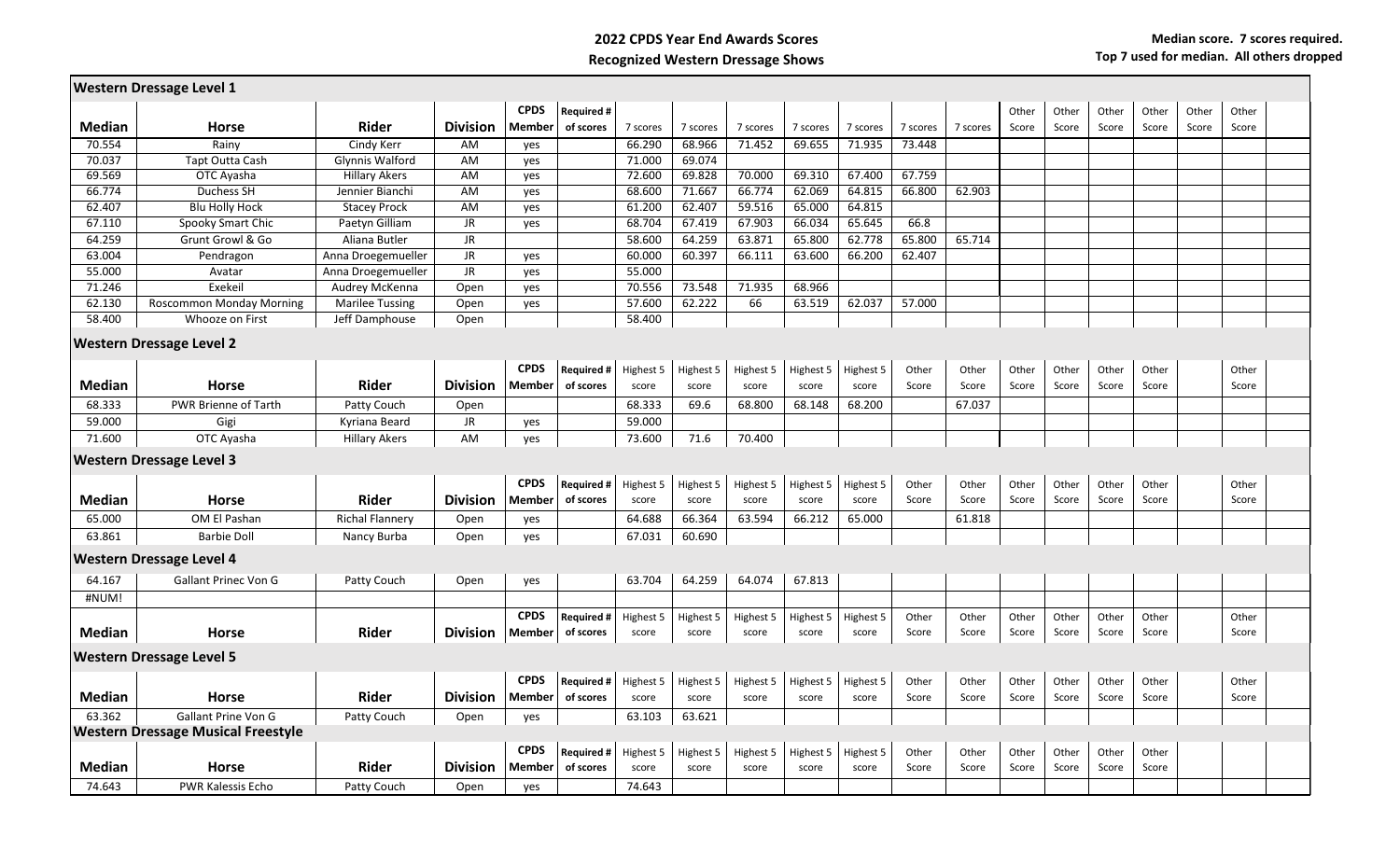# 2022 CPDS Year End Awards Scores

## Recognized Western Dressage Shows

**Median score. 7 scores required. Top 7 used for median. All others dropped**

### Western Dressage Level 1

| Median | Horse | Rider | Division | CPDS Member | Required # of scores | 7 scores | 7 scores | 7 scores | 7 scores | 7 scores | 7 scores | 7 scores | Other Score | Other Score | Other Score | Other Score | Other Score | Other Score |
|---|---|---|---|---|---|---|---|---|---|---|---|---|---|---|---|---|---|---|
| 70.554 | Rainy | Cindy Kerr | AM | yes | | 66.290 | 68.966 | 71.452 | 69.655 | 71.935 | 73.448 | | | | | | | |
| 70.037 | Tapt Outta Cash | Glynnis Walford | AM | yes | | 71.000 | 69.074 | | | | | | | | | | | |
| 69.569 | OTC Ayasha | Hillary Akers | AM | yes | | 72.600 | 69.828 | 70.000 | 69.310 | 67.400 | 67.759 | | | | | | | |
| 66.774 | Duchess SH | Jennier Bianchi | AM | yes | | 68.600 | 71.667 | 66.774 | 62.069 | 64.815 | 66.800 | 62.903 | | | | | | |
| 62.407 | Blu Holly Hock | Stacey Prock | AM | yes | | 61.200 | 62.407 | 59.516 | 65.000 | 64.815 | | | | | | | | |
| 67.110 | Spooky Smart Chic | Paetyn Gilliam | JR | yes | | 68.704 | 67.419 | 67.903 | 66.034 | 65.645 | 66.8 | | | | | | | |
| 64.259 | Grunt Growl & Go | Aliana Butler | JR | | | 58.600 | 64.259 | 63.871 | 65.800 | 62.778 | 65.800 | 65.714 | | | | | | |
| 63.004 | Pendragon | Anna Droegemueller | JR | yes | | 60.000 | 60.397 | 66.111 | 63.600 | 66.200 | 62.407 | | | | | | | |
| 55.000 | Avatar | Anna Droegemueller | JR | yes | | 55.000 | | | | | | | | | | | | |
| 71.246 | Exekeil | Audrey McKenna | Open | yes | | 70.556 | 73.548 | 71.935 | 68.966 | | | | | | | | | |
| 62.130 | Roscommon Monday Morning | Marilee Tussing | Open | yes | | 57.600 | 62.222 | 66 | 63.519 | 62.037 | 57.000 | | | | | | | |
| 58.400 | Whooze on First | Jeff Damphouse | Open | | | 58.400 | | | | | | | | | | | | |

### Western Dressage Level 2

| Median | Horse | Rider | Division | CPDS Member | Required # of scores | Highest 5 score | Highest 5 score | Highest 5 score | Highest 5 score | Highest 5 score | Other Score | Other Score | Other Score | Other Score | Other Score | Other Score | | Other Score |
|---|---|---|---|---|---|---|---|---|---|---|---|---|---|---|---|---|---|---|
| 68.333 | PWR Brienne of Tarth | Patty Couch | Open | | | 68.333 | 69.6 | 68.800 | 68.148 | 68.200 | | 67.037 | | | | | | |
| 59.000 | Gigi | Kyriana Beard | JR | yes | | 59.000 | | | | | | | | | | | | |
| 71.600 | OTC Ayasha | Hillary Akers | AM | yes | | 73.600 | 71.6 | 70.400 | | | | | | | | | | |

### Western Dressage Level 3

| Median | Horse | Rider | Division | CPDS Member | Required # of scores | Highest 5 score | Highest 5 score | Highest 5 score | Highest 5 score | Highest 5 score | Other Score | Other Score | Other Score | Other Score | Other Score | Other Score | | Other Score |
|---|---|---|---|---|---|---|---|---|---|---|---|---|---|---|---|---|---|---|
| 65.000 | OM El Pashan | Richal Flannery | Open | yes | | 64.688 | 66.364 | 63.594 | 66.212 | 65.000 | | 61.818 | | | | | | |
| 63.861 | Barbie Doll | Nancy Burba | Open | yes | | 67.031 | 60.690 | | | | | | | | | | | |

### Western Dressage Level 4

| Median | Horse | Rider | Division | CPDS Member | Required # of scores | Highest 5 score | Highest 5 score | Highest 5 score | Highest 5 score | Highest 5 score | Other Score | Other Score | Other Score | Other Score | Other Score | Other Score | | Other Score |
|---|---|---|---|---|---|---|---|---|---|---|---|---|---|---|---|---|---|---|
| 64.167 | Gallant Prinec Von G | Patty Couch | Open | yes | | 63.704 | 64.259 | 64.074 | 67.813 | | | | | | | | | |
| #NUM! | | | | | | | | | | | | | | | | | | |

### Western Dressage Level 5

| Median | Horse | Rider | Division | CPDS Member | Required # of scores | Highest 5 score | Highest 5 score | Highest 5 score | Highest 5 score | Highest 5 score | Other Score | Other Score | Other Score | Other Score | Other Score | Other Score | | Other Score |
|---|---|---|---|---|---|---|---|---|---|---|---|---|---|---|---|---|---|---|
| 63.362 | Gallant Prine Von G | Patty Couch | Open | yes | | 63.103 | 63.621 | | | | | | | | | | | |

### Western Dressage Musical Freestyle

| Median | Horse | Rider | Division | CPDS Member | Required # of scores | Highest 5 score | Highest 5 score | Highest 5 score | Highest 5 score | Highest 5 score | Other Score | Other Score | Other Score | Other Score | Other Score | Other Score |
|---|---|---|---|---|---|---|---|---|---|---|---|---|---|---|---|---|
| 74.643 | PWR Kalessis Echo | Patty Couch | Open | yes | | 74.643 | | | | | | | | | | |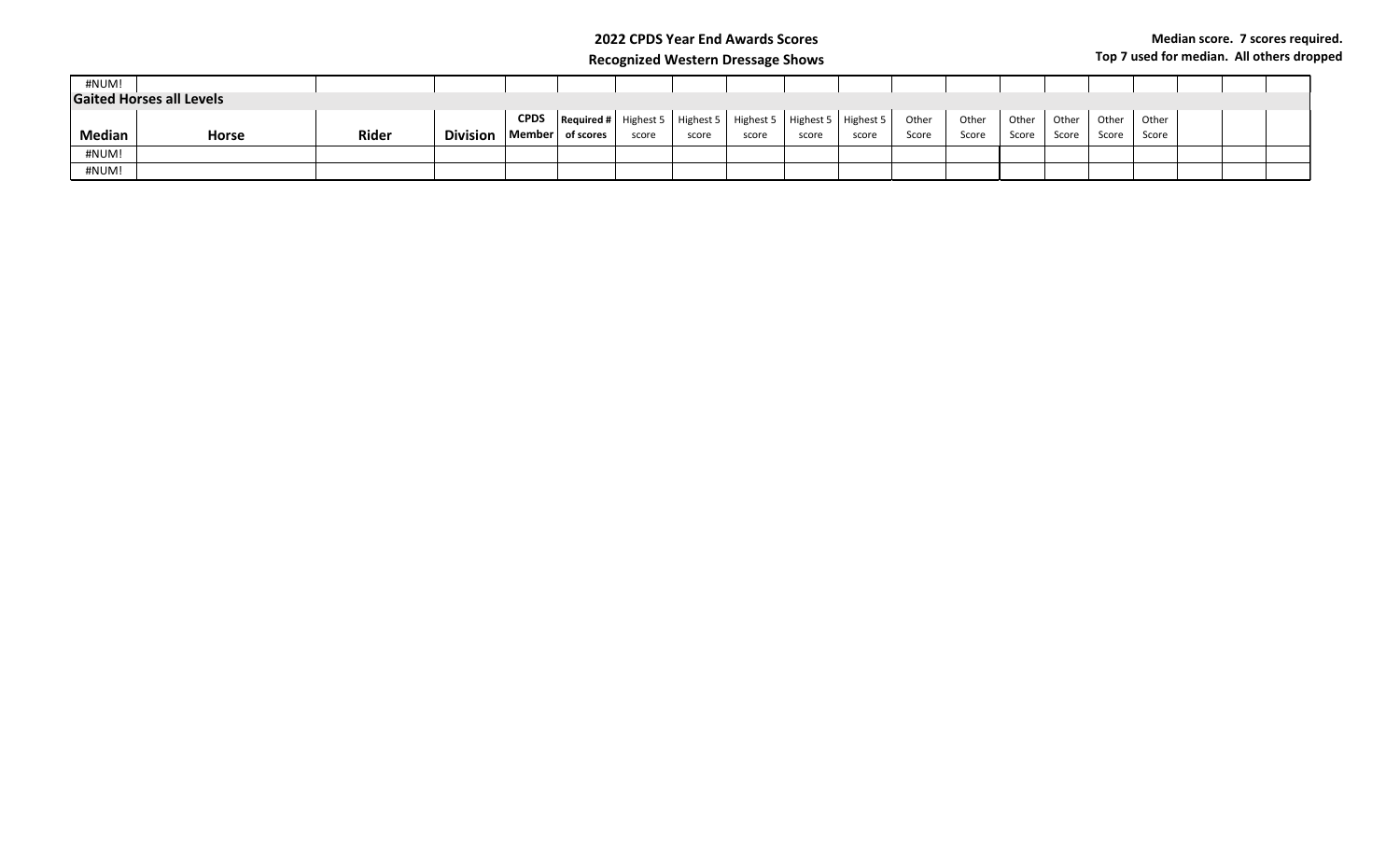**2022 CPDS Year End Awards Scores**

**Recognized Western Dressage Shows**

**Median score. 7 scores required.**
**Top 7 used for median. All others dropped**

| | | | | | | | | | | | | | | | | | | | |
|---|---|---|---|---|---|---|---|---|---|---|---|---|---|---|---|---|---|---|---|
| #NUM! | | | | | | | | | | | | | | | | | | | |
| **Gaited Horses all Levels** | | | | | | | | | | | | | | | | | | | |
| **Median** | **Horse** | **Rider** | **Division** | **CPDS Member** | **Required # of scores** | Highest 5 score | Highest 5 score | Highest 5 score | Highest 5 score | Highest 5 score | Other Score | Other Score | Other Score | Other Score | Other Score | Other Score | | | |
| #NUM! | | | | | | | | | | | | | | | | | | | |
| #NUM! | | | | | | | | | | | | | | | | | | | |